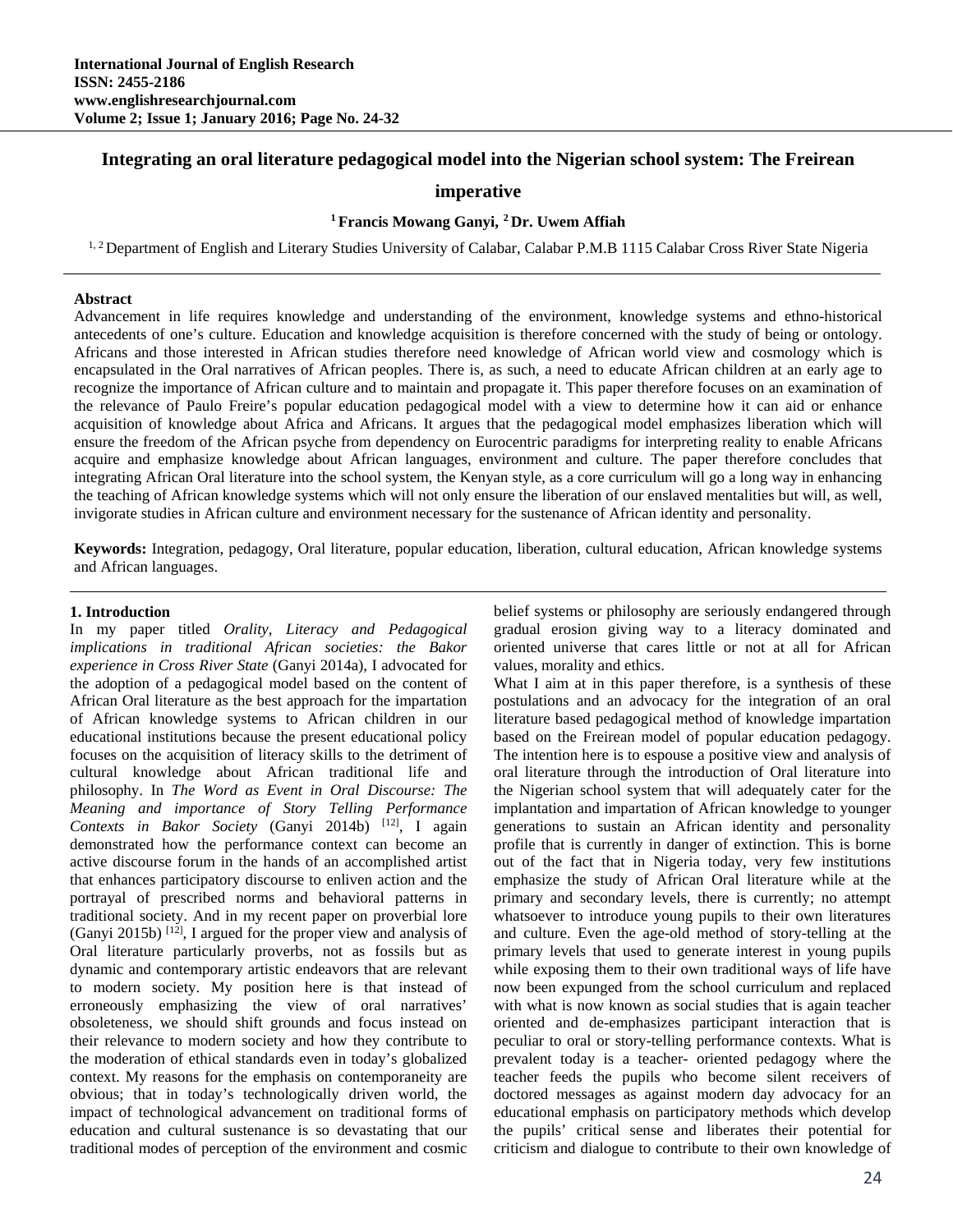# Integrating an oral literature pedagogical model into the Nigerian school system: The Freirean imperative

**[1] Francis Mowang Ganyi, [2] Dr. Uwem Affiah**

[1, 2] Department of English and Literary Studies University of Calabar, Calabar P.M.B 1115 Calabar Cross River State Nigeria

## Abstract

Advancement in life requires knowledge and understanding of the environment, knowledge systems and ethno-historical antecedents of one's culture. Education and knowledge acquisition is therefore concerned with the study of being or ontology. Africans and those interested in African studies therefore need knowledge of African world view and cosmology which is encapsulated in the Oral narratives of African peoples. There is, as such, a need to educate African children at an early age to recognize the importance of African culture and to maintain and propagate it. This paper therefore focuses on an examination of the relevance of Paulo Freire's popular education pedagogical model with a view to determine how it can aid or enhance acquisition of knowledge about Africa and Africans. It argues that the pedagogical model emphasizes liberation which will ensure the freedom of the African psyche from dependency on Eurocentric paradigms for interpreting reality to enable Africans acquire and emphasize knowledge about African languages, environment and culture. The paper therefore concludes that integrating African Oral literature into the school system, the Kenyan style, as a core curriculum will go a long way in enhancing the teaching of African knowledge systems which will not only ensure the liberation of our enslaved mentalities but will, as well, invigorate studies in African culture and environment necessary for the sustenance of African identity and personality.

**Keywords:** Integration, pedagogy, Oral literature, popular education, liberation, cultural education, African knowledge systems and African languages.

## 1. Introduction

In my paper titled *Orality, Literacy and Pedagogical implications in traditional African societies: the Bakor experience in Cross River State* (Ganyi 2014a), I advocated for the adoption of a pedagogical model based on the content of African Oral literature as the best approach for the impartation of African knowledge systems to African children in our educational institutions because the present educational policy focuses on the acquisition of literacy skills to the detriment of cultural knowledge about African traditional life and philosophy. In *The Word as Event in Oral Discourse: The Meaning and importance of Story Telling Performance Contexts in Bakor Society* (Ganyi 2014b) [12], I again demonstrated how the performance context can become an active discourse forum in the hands of an accomplished artist that enhances participatory discourse to enliven action and the portrayal of prescribed norms and behavioral patterns in traditional society. And in my recent paper on proverbial lore (Ganyi 2015b) [12], I argued for the proper view and analysis of Oral literature particularly proverbs, not as fossils but as dynamic and contemporary artistic endeavors that are relevant to modern society. My position here is that instead of erroneously emphasizing the view of oral narratives' obsoleteness, we should shift grounds and focus instead on their relevance to modern society and how they contribute to the moderation of ethical standards even in today's globalized context. My reasons for the emphasis on contemporaneity are obvious; that in today's technologically driven world, the impact of technological advancement on traditional forms of education and cultural sustenance is so devastating that our traditional modes of perception of the environment and cosmic belief systems or philosophy are seriously endangered through gradual erosion giving way to a literacy dominated and oriented universe that cares little or not at all for African values, morality and ethics.

What I aim at in this paper therefore, is a synthesis of these postulations and an advocacy for the integration of an oral literature based pedagogical method of knowledge impartation based on the Freirean model of popular education pedagogy. The intention here is to espouse a positive view and analysis of oral literature through the introduction of Oral literature into the Nigerian school system that will adequately cater for the implantation and impartation of African knowledge to younger generations to sustain an African identity and personality profile that is currently in danger of extinction. This is borne out of the fact that in Nigeria today, very few institutions emphasize the study of African Oral literature while at the primary and secondary levels, there is currently; no attempt whatsoever to introduce young pupils to their own literatures and culture. Even the age-old method of story-telling at the primary levels that used to generate interest in young pupils while exposing them to their own traditional ways of life have now been expunged from the school curriculum and replaced with what is now known as social studies that is again teacher oriented and de-emphasizes participant interaction that is peculiar to oral or story-telling performance contexts. What is prevalent today is a teacher- oriented pedagogy where the teacher feeds the pupils who become silent receivers of doctored messages as against modern day advocacy for an educational emphasis on participatory methods which develop the pupils' critical sense and liberates their potential for criticism and dialogue to contribute to their own knowledge of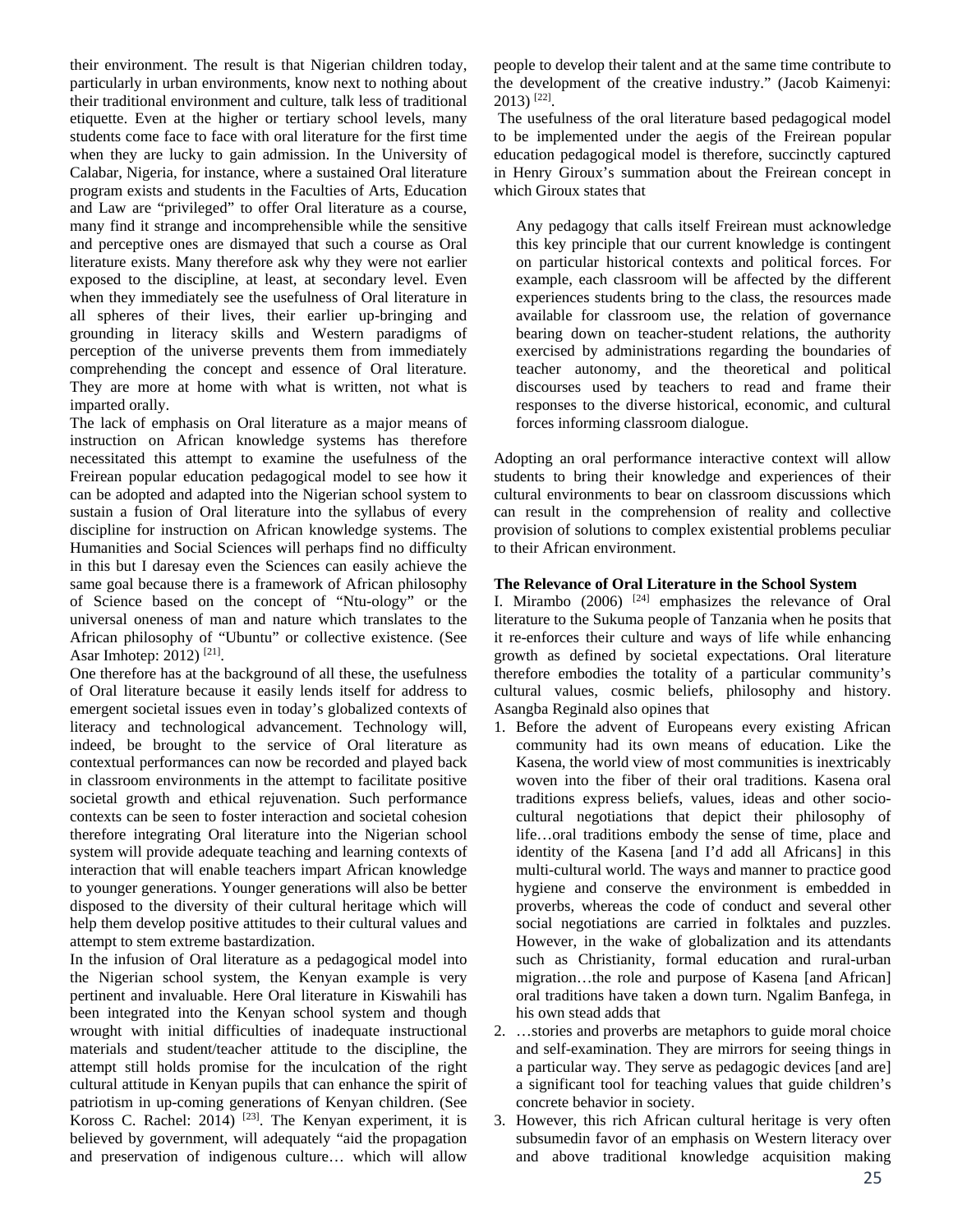their environment. The result is that Nigerian children today, particularly in urban environments, know next to nothing about their traditional environment and culture, talk less of traditional etiquette. Even at the higher or tertiary school levels, many students come face to face with oral literature for the first time when they are lucky to gain admission. In the University of Calabar, Nigeria, for instance, where a sustained Oral literature program exists and students in the Faculties of Arts, Education and Law are "privileged" to offer Oral literature as a course, many find it strange and incomprehensible while the sensitive and perceptive ones are dismayed that such a course as Oral literature exists. Many therefore ask why they were not earlier exposed to the discipline, at least, at secondary level. Even when they immediately see the usefulness of Oral literature in all spheres of their lives, their earlier up-bringing and grounding in literacy skills and Western paradigms of perception of the universe prevents them from immediately comprehending the concept and essence of Oral literature. They are more at home with what is written, not what is imparted orally.

The lack of emphasis on Oral literature as a major means of instruction on African knowledge systems has therefore necessitated this attempt to examine the usefulness of the Freirean popular education pedagogical model to see how it can be adopted and adapted into the Nigerian school system to sustain a fusion of Oral literature into the syllabus of every discipline for instruction on African knowledge systems. The Humanities and Social Sciences will perhaps find no difficulty in this but I daresay even the Sciences can easily achieve the same goal because there is a framework of African philosophy of Science based on the concept of "Ntu-ology" or the universal oneness of man and nature which translates to the African philosophy of "Ubuntu" or collective existence. (See Asar Imhotep: 2012) [21].

One therefore has at the background of all these, the usefulness of Oral literature because it easily lends itself for address to emergent societal issues even in today's globalized contexts of literacy and technological advancement. Technology will, indeed, be brought to the service of Oral literature as contextual performances can now be recorded and played back in classroom environments in the attempt to facilitate positive societal growth and ethical rejuvenation. Such performance contexts can be seen to foster interaction and societal cohesion therefore integrating Oral literature into the Nigerian school system will provide adequate teaching and learning contexts of interaction that will enable teachers impart African knowledge to younger generations. Younger generations will also be better disposed to the diversity of their cultural heritage which will help them develop positive attitudes to their cultural values and attempt to stem extreme bastardization.

In the infusion of Oral literature as a pedagogical model into the Nigerian school system, the Kenyan example is very pertinent and invaluable. Here Oral literature in Kiswahili has been integrated into the Kenyan school system and though wrought with initial difficulties of inadequate instructional materials and student/teacher attitude to the discipline, the attempt still holds promise for the inculcation of the right cultural attitude in Kenyan pupils that can enhance the spirit of patriotism in up-coming generations of Kenyan children. (See Koross C. Rachel: 2014) [23]. The Kenyan experiment, it is believed by government, will adequately "aid the propagation and preservation of indigenous culture… which will allow people to develop their talent and at the same time contribute to the development of the creative industry." (Jacob Kaimenyi: 2013) [22].

The usefulness of the oral literature based pedagogical model to be implemented under the aegis of the Freirean popular education pedagogical model is therefore, succinctly captured in Henry Giroux's summation about the Freirean concept in which Giroux states that

> Any pedagogy that calls itself Freirean must acknowledge this key principle that our current knowledge is contingent on particular historical contexts and political forces. For example, each classroom will be affected by the different experiences students bring to the class, the resources made available for classroom use, the relation of governance bearing down on teacher-student relations, the authority exercised by administrations regarding the boundaries of teacher autonomy, and the theoretical and political discourses used by teachers to read and frame their responses to the diverse historical, economic, and cultural forces informing classroom dialogue.

Adopting an oral performance interactive context will allow students to bring their knowledge and experiences of their cultural environments to bear on classroom discussions which can result in the comprehension of reality and collective provision of solutions to complex existential problems peculiar to their African environment.

**The Relevance of Oral Literature in the School System**

I. Mirambo (2006) [24] emphasizes the relevance of Oral literature to the Sukuma people of Tanzania when he posits that it re-enforces their culture and ways of life while enhancing growth as defined by societal expectations. Oral literature therefore embodies the totality of a particular community's cultural values, cosmic beliefs, philosophy and history. Asangba Reginald also opines that

1. Before the advent of Europeans every existing African community had its own means of education. Like the Kasena, the world view of most communities is inextricably woven into the fiber of their oral traditions. Kasena oral traditions express beliefs, values, ideas and other socio-cultural negotiations that depict their philosophy of life…oral traditions embody the sense of time, place and identity of the Kasena [and I'd add all Africans] in this multi-cultural world. The ways and manner to practice good hygiene and conserve the environment is embedded in proverbs, whereas the code of conduct and several other social negotiations are carried in folktales and puzzles. However, in the wake of globalization and its attendants such as Christianity, formal education and rural-urban migration…the role and purpose of Kasena [and African] oral traditions have taken a down turn. Ngalim Banfega, in his own stead adds that
2. …stories and proverbs are metaphors to guide moral choice and self-examination. They are mirrors for seeing things in a particular way. They serve as pedagogic devices [and are] a significant tool for teaching values that guide children's concrete behavior in society.
3. However, this rich African cultural heritage is very often subsumedin favor of an emphasis on Western literacy over and above traditional knowledge acquisition making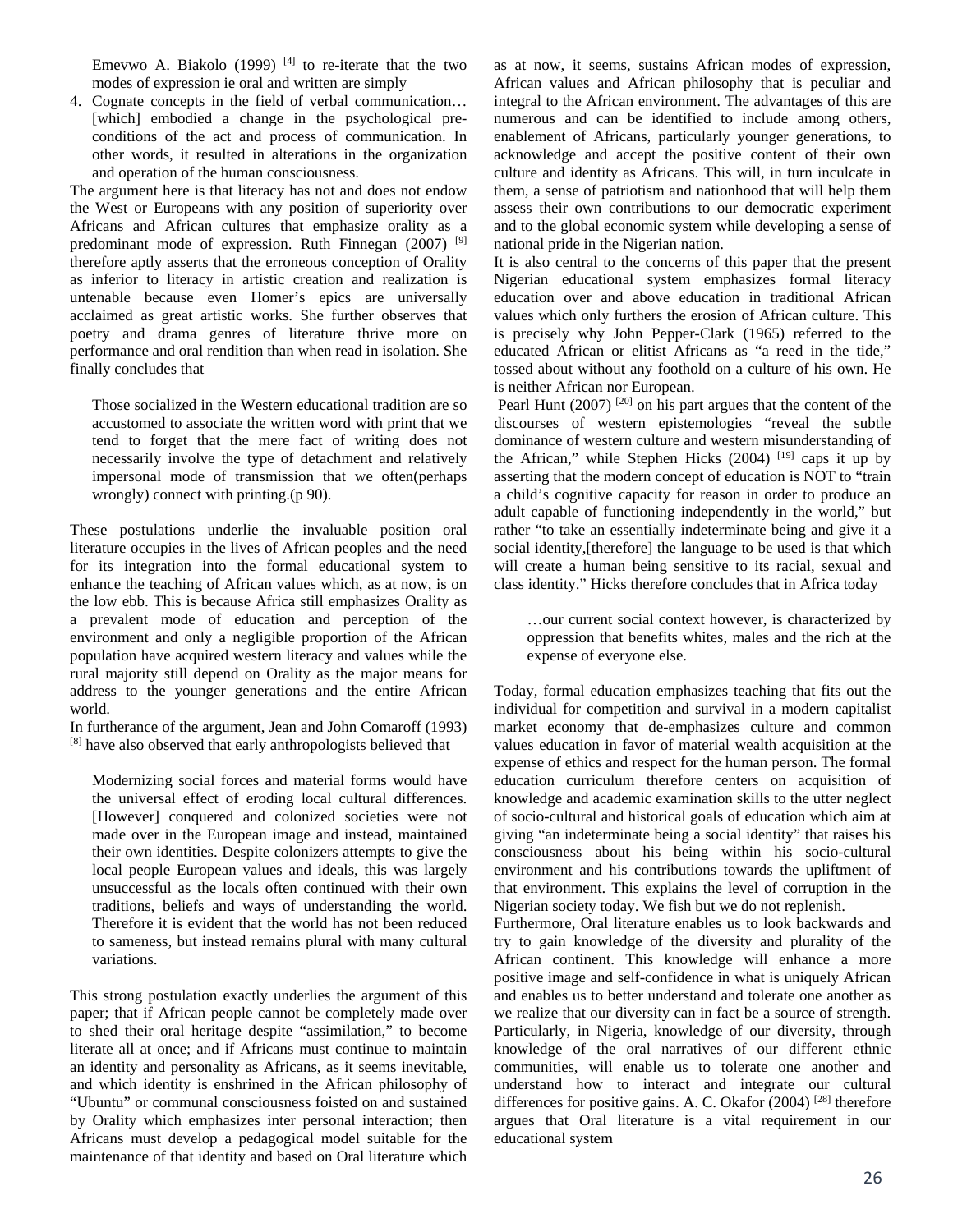Emevwo A. Biakolo (1999) [4] to re-iterate that the two modes of expression ie oral and written are simply

4. Cognate concepts in the field of verbal communication… [which] embodied a change in the psychological pre-conditions of the act and process of communication. In other words, it resulted in alterations in the organization and operation of the human consciousness.

The argument here is that literacy has not and does not endow the West or Europeans with any position of superiority over Africans and African cultures that emphasize orality as a predominant mode of expression. Ruth Finnegan (2007) [9] therefore aptly asserts that the erroneous conception of Orality as inferior to literacy in artistic creation and realization is untenable because even Homer's epics are universally acclaimed as great artistic works. She further observes that poetry and drama genres of literature thrive more on performance and oral rendition than when read in isolation. She finally concludes that

> Those socialized in the Western educational tradition are so accustomed to associate the written word with print that we tend to forget that the mere fact of writing does not necessarily involve the type of detachment and relatively impersonal mode of transmission that we often(perhaps wrongly) connect with printing.(p 90).

These postulations underlie the invaluable position oral literature occupies in the lives of African peoples and the need for its integration into the formal educational system to enhance the teaching of African values which, as at now, is on the low ebb. This is because Africa still emphasizes Orality as a prevalent mode of education and perception of the environment and only a negligible proportion of the African population have acquired western literacy and values while the rural majority still depend on Orality as the major means for address to the younger generations and the entire African world.

In furtherance of the argument, Jean and John Comaroff (1993) [8] have also observed that early anthropologists believed that

> Modernizing social forces and material forms would have the universal effect of eroding local cultural differences. [However] conquered and colonized societies were not made over in the European image and instead, maintained their own identities. Despite colonizers attempts to give the local people European values and ideals, this was largely unsuccessful as the locals often continued with their own traditions, beliefs and ways of understanding the world. Therefore it is evident that the world has not been reduced to sameness, but instead remains plural with many cultural variations.

This strong postulation exactly underlies the argument of this paper; that if African people cannot be completely made over to shed their oral heritage despite "assimilation," to become literate all at once; and if Africans must continue to maintain an identity and personality as Africans, as it seems inevitable, and which identity is enshrined in the African philosophy of "Ubuntu" or communal consciousness foisted on and sustained by Orality which emphasizes inter personal interaction; then Africans must develop a pedagogical model suitable for the maintenance of that identity and based on Oral literature which as at now, it seems, sustains African modes of expression, African values and African philosophy that is peculiar and integral to the African environment. The advantages of this are numerous and can be identified to include among others, enablement of Africans, particularly younger generations, to acknowledge and accept the positive content of their own culture and identity as Africans. This will, in turn inculcate in them, a sense of patriotism and nationhood that will help them assess their own contributions to our democratic experiment and to the global economic system while developing a sense of national pride in the Nigerian nation.

It is also central to the concerns of this paper that the present Nigerian educational system emphasizes formal literacy education over and above education in traditional African values which only furthers the erosion of African culture. This is precisely why John Pepper-Clark (1965) referred to the educated African or elitist Africans as "a reed in the tide," tossed about without any foothold on a culture of his own. He is neither African nor European.

Pearl Hunt (2007) [20] on his part argues that the content of the discourses of western epistemologies "reveal the subtle dominance of western culture and western misunderstanding of the African," while Stephen Hicks (2004) [19] caps it up by asserting that the modern concept of education is NOT to "train a child's cognitive capacity for reason in order to produce an adult capable of functioning independently in the world," but rather "to take an essentially indeterminate being and give it a social identity,[therefore] the language to be used is that which will create a human being sensitive to its racial, sexual and class identity." Hicks therefore concludes that in Africa today

> …our current social context however, is characterized by oppression that benefits whites, males and the rich at the expense of everyone else.

Today, formal education emphasizes teaching that fits out the individual for competition and survival in a modern capitalist market economy that de-emphasizes culture and common values education in favor of material wealth acquisition at the expense of ethics and respect for the human person. The formal education curriculum therefore centers on acquisition of knowledge and academic examination skills to the utter neglect of socio-cultural and historical goals of education which aim at giving "an indeterminate being a social identity" that raises his consciousness about his being within his socio-cultural environment and his contributions towards the upliftment of that environment. This explains the level of corruption in the Nigerian society today. We fish but we do not replenish.

Furthermore, Oral literature enables us to look backwards and try to gain knowledge of the diversity and plurality of the African continent. This knowledge will enhance a more positive image and self-confidence in what is uniquely African and enables us to better understand and tolerate one another as we realize that our diversity can in fact be a source of strength. Particularly, in Nigeria, knowledge of our diversity, through knowledge of the oral narratives of our different ethnic communities, will enable us to tolerate one another and understand how to interact and integrate our cultural differences for positive gains. A. C. Okafor (2004) [28] therefore argues that Oral literature is a vital requirement in our educational system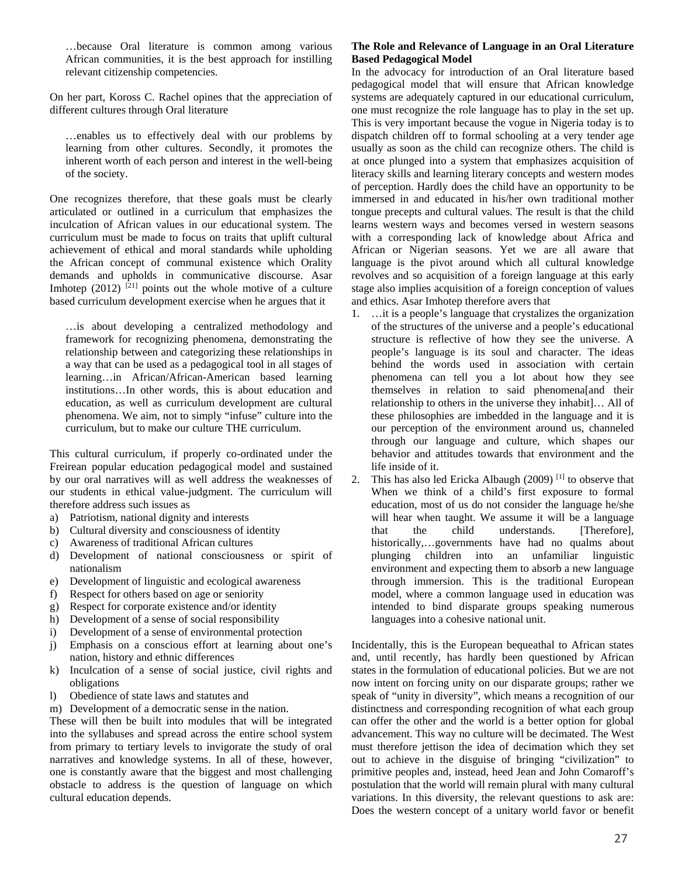> …because Oral literature is common among various African communities, it is the best approach for instilling relevant citizenship competencies.

On her part, Koross C. Rachel opines that the appreciation of different cultures through Oral literature

> …enables us to effectively deal with our problems by learning from other cultures. Secondly, it promotes the inherent worth of each person and interest in the well-being of the society.

One recognizes therefore, that these goals must be clearly articulated or outlined in a curriculum that emphasizes the inculcation of African values in our educational system. The curriculum must be made to focus on traits that uplift cultural achievement of ethical and moral standards while upholding the African concept of communal existence which Orality demands and upholds in communicative discourse. Asar Imhotep (2012) [21] points out the whole motive of a culture based curriculum development exercise when he argues that it

> …is about developing a centralized methodology and framework for recognizing phenomena, demonstrating the relationship between and categorizing these relationships in a way that can be used as a pedagogical tool in all stages of learning…in African/African-American based learning institutions…In other words, this is about education and education, as well as curriculum development are cultural phenomena. We aim, not to simply "infuse" culture into the curriculum, but to make our culture THE curriculum.

This cultural curriculum, if properly co-ordinated under the Freirean popular education pedagogical model and sustained by our oral narratives will as well address the weaknesses of our students in ethical value-judgment. The curriculum will therefore address such issues as

a) Patriotism, national dignity and interests
b) Cultural diversity and consciousness of identity
c) Awareness of traditional African cultures
d) Development of national consciousness or spirit of nationalism
e) Development of linguistic and ecological awareness
f) Respect for others based on age or seniority
g) Respect for corporate existence and/or identity
h) Development of a sense of social responsibility
i) Development of a sense of environmental protection
j) Emphasis on a conscious effort at learning about one's nation, history and ethnic differences
k) Inculcation of a sense of social justice, civil rights and obligations
l) Obedience of state laws and statutes and
m) Development of a democratic sense in the nation.

These will then be built into modules that will be integrated into the syllabuses and spread across the entire school system from primary to tertiary levels to invigorate the study of oral narratives and knowledge systems. In all of these, however, one is constantly aware that the biggest and most challenging obstacle to address is the question of language on which cultural education depends.

**The Role and Relevance of Language in an Oral Literature Based Pedagogical Model**

In the advocacy for introduction of an Oral literature based pedagogical model that will ensure that African knowledge systems are adequately captured in our educational curriculum, one must recognize the role language has to play in the set up. This is very important because the vogue in Nigeria today is to dispatch children off to formal schooling at a very tender age usually as soon as the child can recognize others. The child is at once plunged into a system that emphasizes acquisition of literacy skills and learning literary concepts and western modes of perception. Hardly does the child have an opportunity to be immersed in and educated in his/her own traditional mother tongue precepts and cultural values. The result is that the child learns western ways and becomes versed in western seasons with a corresponding lack of knowledge about Africa and African or Nigerian seasons. Yet we are all aware that language is the pivot around which all cultural knowledge revolves and so acquisition of a foreign language at this early stage also implies acquisition of a foreign conception of values and ethics. Asar Imhotep therefore avers that

1. …it is a people's language that crystalizes the organization of the structures of the universe and a people's educational structure is reflective of how they see the universe. A people's language is its soul and character. The ideas behind the words used in association with certain phenomena can tell you a lot about how they see themselves in relation to said phenomena[and their relationship to others in the universe they inhabit]… All of these philosophies are imbedded in the language and it is our perception of the environment around us, channeled through our language and culture, which shapes our behavior and attitudes towards that environment and the life inside of it.
2. This has also led Ericka Albaugh (2009) [1] to observe that When we think of a child's first exposure to formal education, most of us do not consider the language he/she will hear when taught. We assume it will be a language that the child understands. [Therefore], historically,…governments have had no qualms about plunging children into an unfamiliar linguistic environment and expecting them to absorb a new language through immersion. This is the traditional European model, where a common language used in education was intended to bind disparate groups speaking numerous languages into a cohesive national unit.

Incidentally, this is the European bequeathal to African states and, until recently, has hardly been questioned by African states in the formulation of educational policies. But we are not now intent on forcing unity on our disparate groups; rather we speak of "unity in diversity", which means a recognition of our distinctness and corresponding recognition of what each group can offer the other and the world is a better option for global advancement. This way no culture will be decimated. The West must therefore jettison the idea of decimation which they set out to achieve in the disguise of bringing "civilization" to primitive peoples and, instead, heed Jean and John Comaroff's postulation that the world will remain plural with many cultural variations. In this diversity, the relevant questions to ask are: Does the western concept of a unitary world favor or benefit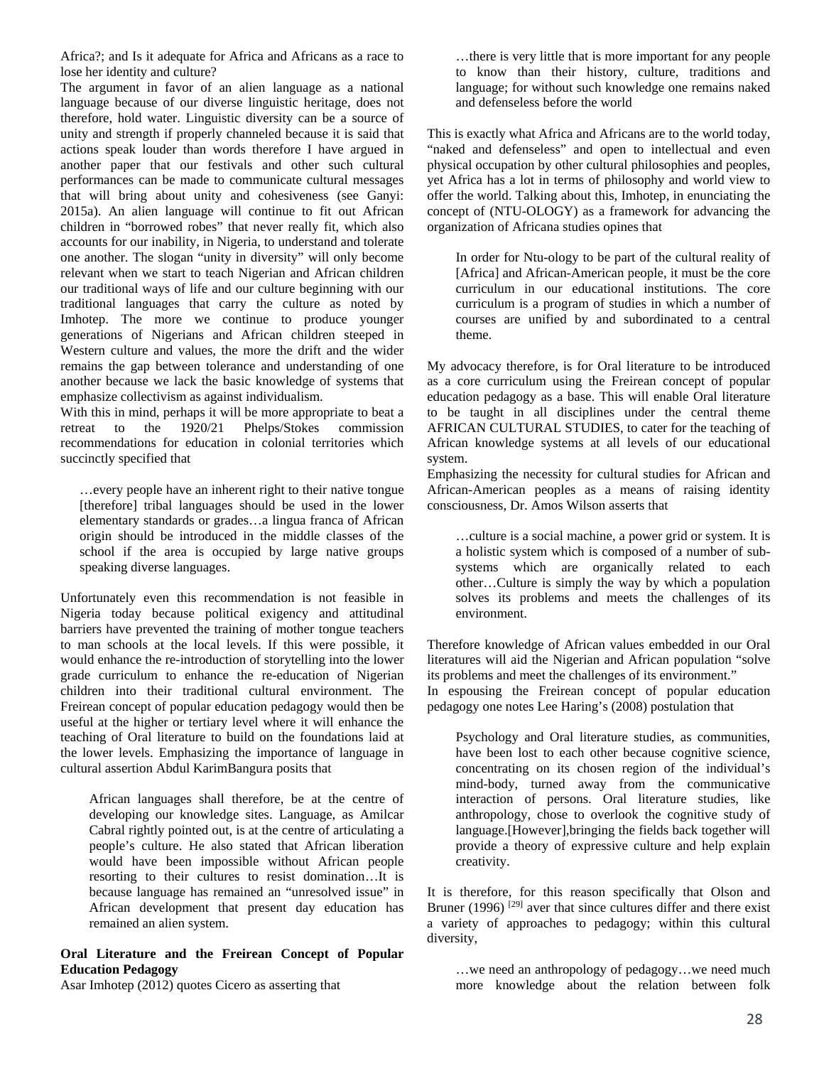Africa?; and Is it adequate for Africa and Africans as a race to lose her identity and culture?

The argument in favor of an alien language as a national language because of our diverse linguistic heritage, does not therefore, hold water. Linguistic diversity can be a source of unity and strength if properly channeled because it is said that actions speak louder than words therefore I have argued in another paper that our festivals and other such cultural performances can be made to communicate cultural messages that will bring about unity and cohesiveness (see Ganyi: 2015a). An alien language will continue to fit out African children in "borrowed robes" that never really fit, which also accounts for our inability, in Nigeria, to understand and tolerate one another. The slogan "unity in diversity" will only become relevant when we start to teach Nigerian and African children our traditional ways of life and our culture beginning with our traditional languages that carry the culture as noted by Imhotep. The more we continue to produce younger generations of Nigerians and African children steeped in Western culture and values, the more the drift and the wider remains the gap between tolerance and understanding of one another because we lack the basic knowledge of systems that emphasize collectivism as against individualism.

With this in mind, perhaps it will be more appropriate to beat a retreat to the 1920/21 Phelps/Stokes commission recommendations for education in colonial territories which succinctly specified that

> …every people have an inherent right to their native tongue [therefore] tribal languages should be used in the lower elementary standards or grades…a lingua franca of African origin should be introduced in the middle classes of the school if the area is occupied by large native groups speaking diverse languages.

Unfortunately even this recommendation is not feasible in Nigeria today because political exigency and attitudinal barriers have prevented the training of mother tongue teachers to man schools at the local levels. If this were possible, it would enhance the re-introduction of storytelling into the lower grade curriculum to enhance the re-education of Nigerian children into their traditional cultural environment. The Freirean concept of popular education pedagogy would then be useful at the higher or tertiary level where it will enhance the teaching of Oral literature to build on the foundations laid at the lower levels. Emphasizing the importance of language in cultural assertion Abdul KarimBangura posits that

> African languages shall therefore, be at the centre of developing our knowledge sites. Language, as Amilcar Cabral rightly pointed out, is at the centre of articulating a people's culture. He also stated that African liberation would have been impossible without African people resorting to their cultures to resist domination…It is because language has remained an "unresolved issue" in African development that present day education has remained an alien system.

**Oral Literature and the Freirean Concept of Popular Education Pedagogy**

Asar Imhotep (2012) quotes Cicero as asserting that

> …there is very little that is more important for any people to know than their history, culture, traditions and language; for without such knowledge one remains naked and defenseless before the world

This is exactly what Africa and Africans are to the world today, "naked and defenseless" and open to intellectual and even physical occupation by other cultural philosophies and peoples, yet Africa has a lot in terms of philosophy and world view to offer the world. Talking about this, Imhotep, in enunciating the concept of (NTU-OLOGY) as a framework for advancing the organization of Africana studies opines that

> In order for Ntu-ology to be part of the cultural reality of [Africa] and African-American people, it must be the core curriculum in our educational institutions. The core curriculum is a program of studies in which a number of courses are unified by and subordinated to a central theme.

My advocacy therefore, is for Oral literature to be introduced as a core curriculum using the Freirean concept of popular education pedagogy as a base. This will enable Oral literature to be taught in all disciplines under the central theme AFRICAN CULTURAL STUDIES, to cater for the teaching of African knowledge systems at all levels of our educational system.

Emphasizing the necessity for cultural studies for African and African-American peoples as a means of raising identity consciousness, Dr. Amos Wilson asserts that

> …culture is a social machine, a power grid or system. It is a holistic system which is composed of a number of sub-systems which are organically related to each other…Culture is simply the way by which a population solves its problems and meets the challenges of its environment.

Therefore knowledge of African values embedded in our Oral literatures will aid the Nigerian and African population "solve its problems and meet the challenges of its environment."

In espousing the Freirean concept of popular education pedagogy one notes Lee Haring's (2008) postulation that

> Psychology and Oral literature studies, as communities, have been lost to each other because cognitive science, concentrating on its chosen region of the individual's mind-body, turned away from the communicative interaction of persons. Oral literature studies, like anthropology, chose to overlook the cognitive study of language.[However],bringing the fields back together will provide a theory of expressive culture and help explain creativity.

It is therefore, for this reason specifically that Olson and Bruner (1996) [29] aver that since cultures differ and there exist a variety of approaches to pedagogy; within this cultural diversity,

> …we need an anthropology of pedagogy…we need much more knowledge about the relation between folk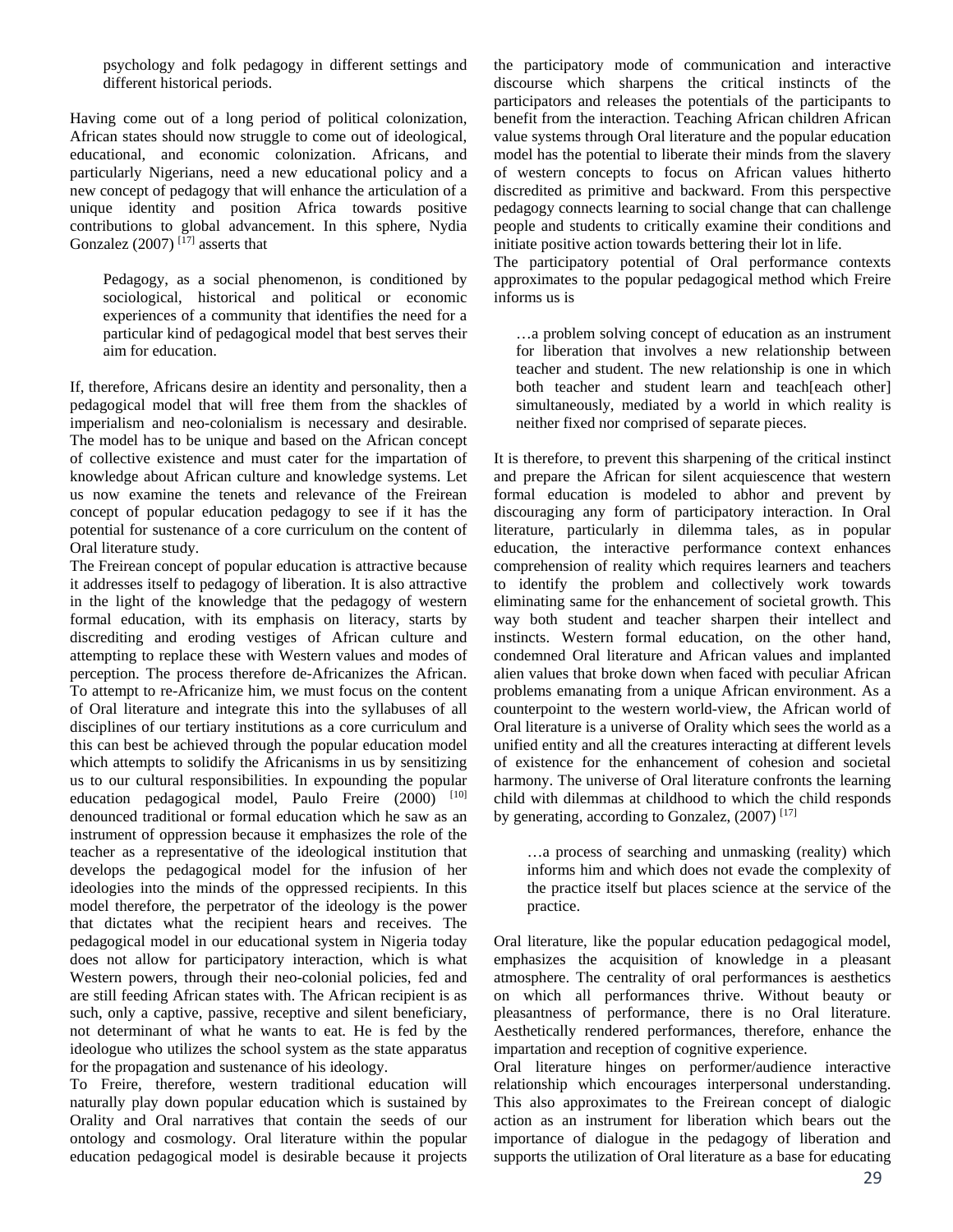psychology and folk pedagogy in different settings and different historical periods.

Having come out of a long period of political colonization, African states should now struggle to come out of ideological, educational, and economic colonization. Africans, and particularly Nigerians, need a new educational policy and a new concept of pedagogy that will enhance the articulation of a unique identity and position Africa towards positive contributions to global advancement. In this sphere, Nydia Gonzalez (2007) [17] asserts that

> Pedagogy, as a social phenomenon, is conditioned by sociological, historical and political or economic experiences of a community that identifies the need for a particular kind of pedagogical model that best serves their aim for education.

If, therefore, Africans desire an identity and personality, then a pedagogical model that will free them from the shackles of imperialism and neo-colonialism is necessary and desirable. The model has to be unique and based on the African concept of collective existence and must cater for the impartation of knowledge about African culture and knowledge systems. Let us now examine the tenets and relevance of the Freirean concept of popular education pedagogy to see if it has the potential for sustenance of a core curriculum on the content of Oral literature study.

The Freirean concept of popular education is attractive because it addresses itself to pedagogy of liberation. It is also attractive in the light of the knowledge that the pedagogy of western formal education, with its emphasis on literacy, starts by discrediting and eroding vestiges of African culture and attempting to replace these with Western values and modes of perception. The process therefore de-Africanizes the African. To attempt to re-Africanize him, we must focus on the content of Oral literature and integrate this into the syllabuses of all disciplines of our tertiary institutions as a core curriculum and this can best be achieved through the popular education model which attempts to solidify the Africanisms in us by sensitizing us to our cultural responsibilities. In expounding the popular education pedagogical model, Paulo Freire (2000) [10] denounced traditional or formal education which he saw as an instrument of oppression because it emphasizes the role of the teacher as a representative of the ideological institution that develops the pedagogical model for the infusion of her ideologies into the minds of the oppressed recipients. In this model therefore, the perpetrator of the ideology is the power that dictates what the recipient hears and receives. The pedagogical model in our educational system in Nigeria today does not allow for participatory interaction, which is what Western powers, through their neo-colonial policies, fed and are still feeding African states with. The African recipient is as such, only a captive, passive, receptive and silent beneficiary, not determinant of what he wants to eat. He is fed by the ideologue who utilizes the school system as the state apparatus for the propagation and sustenance of his ideology.

To Freire, therefore, western traditional education will naturally play down popular education which is sustained by Orality and Oral narratives that contain the seeds of our ontology and cosmology. Oral literature within the popular education pedagogical model is desirable because it projects the participatory mode of communication and interactive discourse which sharpens the critical instincts of the participators and releases the potentials of the participants to benefit from the interaction. Teaching African children African value systems through Oral literature and the popular education model has the potential to liberate their minds from the slavery of western concepts to focus on African values hitherto discredited as primitive and backward. From this perspective pedagogy connects learning to social change that can challenge people and students to critically examine their conditions and initiate positive action towards bettering their lot in life.

The participatory potential of Oral performance contexts approximates to the popular pedagogical method which Freire informs us is

> …a problem solving concept of education as an instrument for liberation that involves a new relationship between teacher and student. The new relationship is one in which both teacher and student learn and teach[each other] simultaneously, mediated by a world in which reality is neither fixed nor comprised of separate pieces.

It is therefore, to prevent this sharpening of the critical instinct and prepare the African for silent acquiescence that western formal education is modeled to abhor and prevent by discouraging any form of participatory interaction. In Oral literature, particularly in dilemma tales, as in popular education, the interactive performance context enhances comprehension of reality which requires learners and teachers to identify the problem and collectively work towards eliminating same for the enhancement of societal growth. This way both student and teacher sharpen their intellect and instincts. Western formal education, on the other hand, condemned Oral literature and African values and implanted alien values that broke down when faced with peculiar African problems emanating from a unique African environment. As a counterpoint to the western world-view, the African world of Oral literature is a universe of Orality which sees the world as a unified entity and all the creatures interacting at different levels of existence for the enhancement of cohesion and societal harmony. The universe of Oral literature confronts the learning child with dilemmas at childhood to which the child responds by generating, according to Gonzalez, (2007) [17]

> …a process of searching and unmasking (reality) which informs him and which does not evade the complexity of the practice itself but places science at the service of the practice.

Oral literature, like the popular education pedagogical model, emphasizes the acquisition of knowledge in a pleasant atmosphere. The centrality of oral performances is aesthetics on which all performances thrive. Without beauty or pleasantness of performance, there is no Oral literature. Aesthetically rendered performances, therefore, enhance the impartation and reception of cognitive experience.

Oral literature hinges on performer/audience interactive relationship which encourages interpersonal understanding. This also approximates to the Freirean concept of dialogic action as an instrument for liberation which bears out the importance of dialogue in the pedagogy of liberation and supports the utilization of Oral literature as a base for educating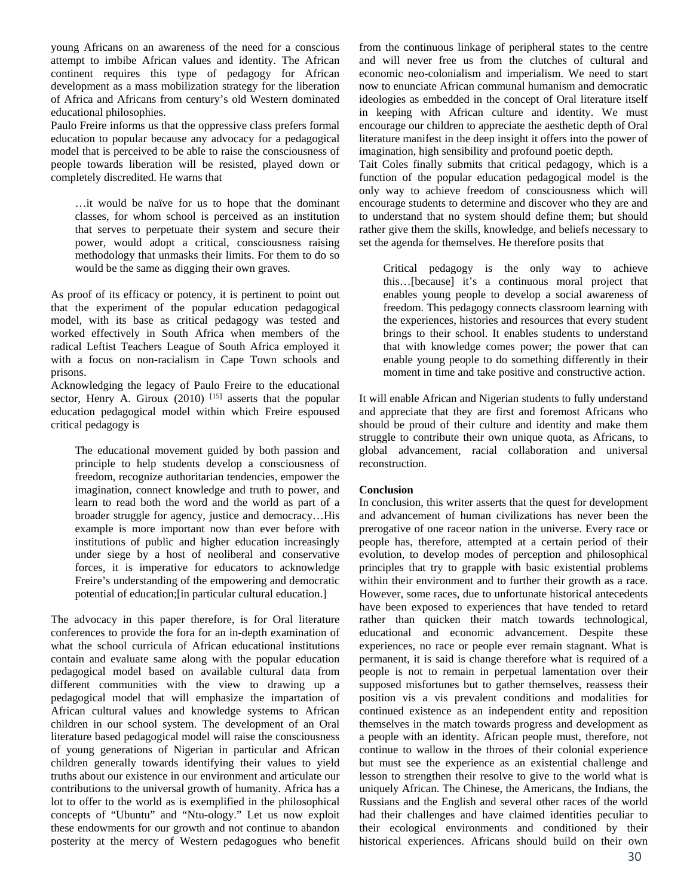young Africans on an awareness of the need for a conscious attempt to imbibe African values and identity. The African continent requires this type of pedagogy for African development as a mass mobilization strategy for the liberation of Africa and Africans from century's old Western dominated educational philosophies.

Paulo Freire informs us that the oppressive class prefers formal education to popular because any advocacy for a pedagogical model that is perceived to be able to raise the consciousness of people towards liberation will be resisted, played down or completely discredited. He warns that

> …it would be naïve for us to hope that the dominant classes, for whom school is perceived as an institution that serves to perpetuate their system and secure their power, would adopt a critical, consciousness raising methodology that unmasks their limits. For them to do so would be the same as digging their own graves.

As proof of its efficacy or potency, it is pertinent to point out that the experiment of the popular education pedagogical model, with its base as critical pedagogy was tested and worked effectively in South Africa when members of the radical Leftist Teachers League of South Africa employed it with a focus on non-racialism in Cape Town schools and prisons.

Acknowledging the legacy of Paulo Freire to the educational sector, Henry A. Giroux (2010) [15] asserts that the popular education pedagogical model within which Freire espoused critical pedagogy is

> The educational movement guided by both passion and principle to help students develop a consciousness of freedom, recognize authoritarian tendencies, empower the imagination, connect knowledge and truth to power, and learn to read both the word and the world as part of a broader struggle for agency, justice and democracy…His example is more important now than ever before with institutions of public and higher education increasingly under siege by a host of neoliberal and conservative forces, it is imperative for educators to acknowledge Freire's understanding of the empowering and democratic potential of education;[in particular cultural education.]

The advocacy in this paper therefore, is for Oral literature conferences to provide the fora for an in-depth examination of what the school curricula of African educational institutions contain and evaluate same along with the popular education pedagogical model based on available cultural data from different communities with the view to drawing up a pedagogical model that will emphasize the impartation of African cultural values and knowledge systems to African children in our school system. The development of an Oral literature based pedagogical model will raise the consciousness of young generations of Nigerian in particular and African children generally towards identifying their values to yield truths about our existence in our environment and articulate our contributions to the universal growth of humanity. Africa has a lot to offer to the world as is exemplified in the philosophical concepts of "Ubuntu" and "Ntu-ology." Let us now exploit these endowments for our growth and not continue to abandon posterity at the mercy of Western pedagogues who benefit from the continuous linkage of peripheral states to the centre and will never free us from the clutches of cultural and economic neo-colonialism and imperialism. We need to start now to enunciate African communal humanism and democratic ideologies as embedded in the concept of Oral literature itself in keeping with African culture and identity. We must encourage our children to appreciate the aesthetic depth of Oral literature manifest in the deep insight it offers into the power of imagination, high sensibility and profound poetic depth.

Tait Coles finally submits that critical pedagogy, which is a function of the popular education pedagogical model is the only way to achieve freedom of consciousness which will encourage students to determine and discover who they are and to understand that no system should define them; but should rather give them the skills, knowledge, and beliefs necessary to set the agenda for themselves. He therefore posits that

> Critical pedagogy is the only way to achieve this…[because] it's a continuous moral project that enables young people to develop a social awareness of freedom. This pedagogy connects classroom learning with the experiences, histories and resources that every student brings to their school. It enables students to understand that with knowledge comes power; the power that can enable young people to do something differently in their moment in time and take positive and constructive action.

It will enable African and Nigerian students to fully understand and appreciate that they are first and foremost Africans who should be proud of their culture and identity and make them struggle to contribute their own unique quota, as Africans, to global advancement, racial collaboration and universal reconstruction.

**Conclusion**

In conclusion, this writer asserts that the quest for development and advancement of human civilizations has never been the prerogative of one raceor nation in the universe. Every race or people has, therefore, attempted at a certain period of their evolution, to develop modes of perception and philosophical principles that try to grapple with basic existential problems within their environment and to further their growth as a race. However, some races, due to unfortunate historical antecedents have been exposed to experiences that have tended to retard rather than quicken their match towards technological, educational and economic advancement. Despite these experiences, no race or people ever remain stagnant. What is permanent, it is said is change therefore what is required of a people is not to remain in perpetual lamentation over their supposed misfortunes but to gather themselves, reassess their position vis a vis prevalent conditions and modalities for continued existence as an independent entity and reposition themselves in the match towards progress and development as a people with an identity. African people must, therefore, not continue to wallow in the throes of their colonial experience but must see the experience as an existential challenge and lesson to strengthen their resolve to give to the world what is uniquely African. The Chinese, the Americans, the Indians, the Russians and the English and several other races of the world had their challenges and have claimed identities peculiar to their ecological environments and conditioned by their historical experiences. Africans should build on their own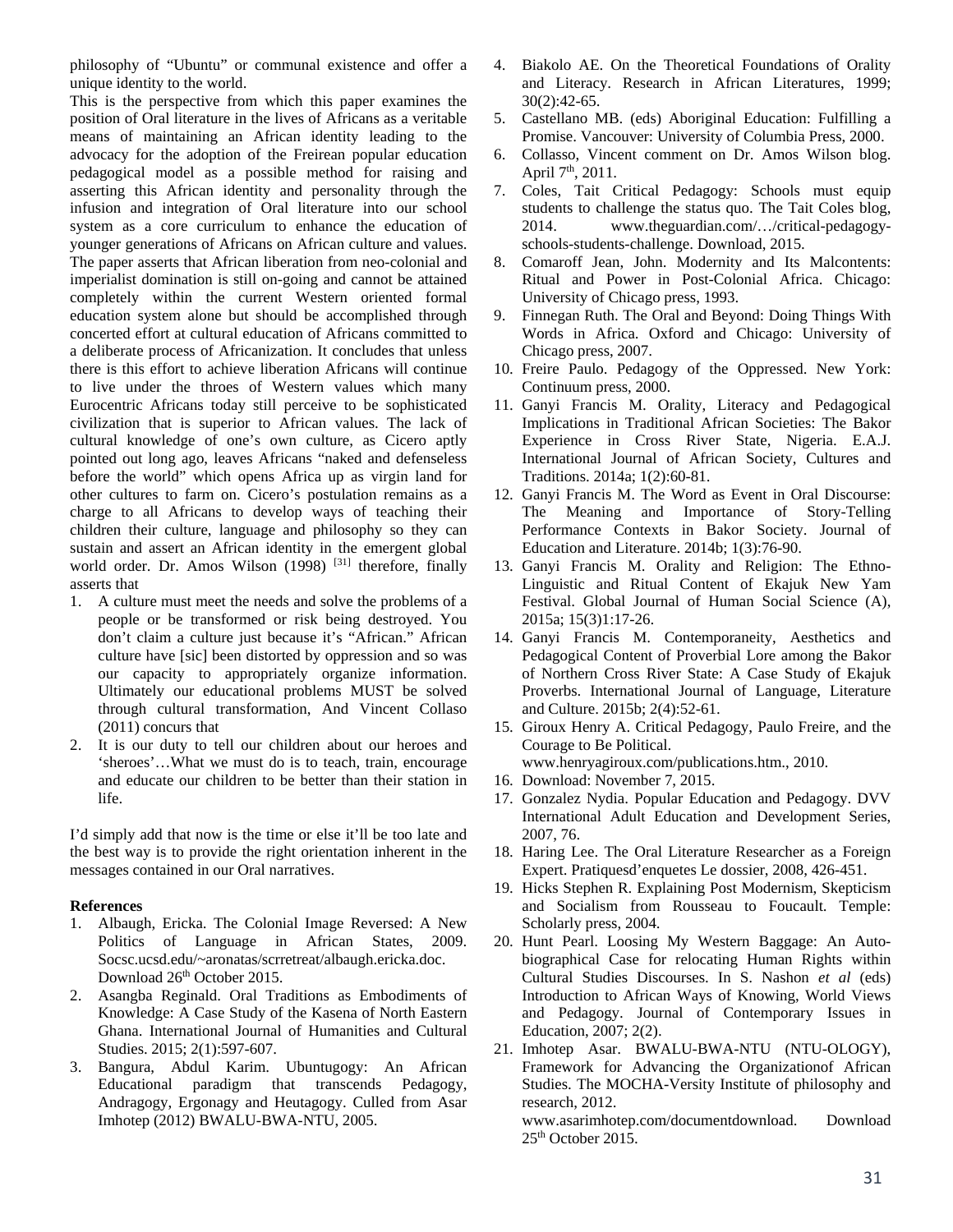philosophy of "Ubuntu" or communal existence and offer a unique identity to the world.

This is the perspective from which this paper examines the position of Oral literature in the lives of Africans as a veritable means of maintaining an African identity leading to the advocacy for the adoption of the Freirean popular education pedagogical model as a possible method for raising and asserting this African identity and personality through the infusion and integration of Oral literature into our school system as a core curriculum to enhance the education of younger generations of Africans on African culture and values. The paper asserts that African liberation from neo-colonial and imperialist domination is still on-going and cannot be attained completely within the current Western oriented formal education system alone but should be accomplished through concerted effort at cultural education of Africans committed to a deliberate process of Africanization. It concludes that unless there is this effort to achieve liberation Africans will continue to live under the throes of Western values which many Eurocentric Africans today still perceive to be sophisticated civilization that is superior to African values. The lack of cultural knowledge of one's own culture, as Cicero aptly pointed out long ago, leaves Africans "naked and defenseless before the world" which opens Africa up as virgin land for other cultures to farm on. Cicero's postulation remains as a charge to all Africans to develop ways of teaching their children their culture, language and philosophy so they can sustain and assert an African identity in the emergent global world order. Dr. Amos Wilson (1998) [31] therefore, finally asserts that

1. A culture must meet the needs and solve the problems of a people or be transformed or risk being destroyed. You don't claim a culture just because it's "African." African culture have [sic] been distorted by oppression and so was our capacity to appropriately organize information. Ultimately our educational problems MUST be solved through cultural transformation, And Vincent Collaso (2011) concurs that
2. It is our duty to tell our children about our heroes and 'sheroes'…What we must do is to teach, train, encourage and educate our children to be better than their station in life.

I'd simply add that now is the time or else it'll be too late and the best way is to provide the right orientation inherent in the messages contained in our Oral narratives.

**References**

1. Albaugh, Ericka. The Colonial Image Reversed: A New Politics of Language in African States, 2009. Socsc.ucsd.edu/~aronatas/scrretreat/albaugh.ericka.doc. Download 26th October 2015.
2. Asangba Reginald. Oral Traditions as Embodiments of Knowledge: A Case Study of the Kasena of North Eastern Ghana. International Journal of Humanities and Cultural Studies. 2015; 2(1):597-607.
3. Bangura, Abdul Karim. Ubuntugogy: An African Educational paradigm that transcends Pedagogy, Andragogy, Ergonagy and Heutagogy. Culled from Asar Imhotep (2012) BWALU-BWA-NTU, 2005.
4. Biakolo AE. On the Theoretical Foundations of Orality and Literacy. Research in African Literatures, 1999; 30(2):42-65.
5. Castellano MB. (eds) Aboriginal Education: Fulfilling a Promise. Vancouver: University of Columbia Press, 2000.
6. Collasso, Vincent comment on Dr. Amos Wilson blog. April 7th, 2011.
7. Coles, Tait Critical Pedagogy: Schools must equip students to challenge the status quo. The Tait Coles blog, 2014. www.theguardian.com/…/critical-pedagogy-schools-students-challenge. Download, 2015.
8. Comaroff Jean, John. Modernity and Its Malcontents: Ritual and Power in Post-Colonial Africa. Chicago: University of Chicago press, 1993.
9. Finnegan Ruth. The Oral and Beyond: Doing Things With Words in Africa. Oxford and Chicago: University of Chicago press, 2007.
10. Freire Paulo. Pedagogy of the Oppressed. New York: Continuum press, 2000.
11. Ganyi Francis M. Orality, Literacy and Pedagogical Implications in Traditional African Societies: The Bakor Experience in Cross River State, Nigeria. E.A.J. International Journal of African Society, Cultures and Traditions. 2014a; 1(2):60-81.
12. Ganyi Francis M. The Word as Event in Oral Discourse: The Meaning and Importance of Story-Telling Performance Contexts in Bakor Society. Journal of Education and Literature. 2014b; 1(3):76-90.
13. Ganyi Francis M. Orality and Religion: The Ethno-Linguistic and Ritual Content of Ekajuk New Yam Festival. Global Journal of Human Social Science (A), 2015a; 15(3)1:17-26.
14. Ganyi Francis M. Contemporaneity, Aesthetics and Pedagogical Content of Proverbial Lore among the Bakor of Northern Cross River State: A Case Study of Ekajuk Proverbs. International Journal of Language, Literature and Culture. 2015b; 2(4):52-61.
15. Giroux Henry A. Critical Pedagogy, Paulo Freire, and the Courage to Be Political. www.henryagiroux.com/publications.htm., 2010.
16. Download: November 7, 2015.
17. Gonzalez Nydia. Popular Education and Pedagogy. DVV International Adult Education and Development Series, 2007, 76.
18. Haring Lee. The Oral Literature Researcher as a Foreign Expert. Pratiquesd'enquetes Le dossier, 2008, 426-451.
19. Hicks Stephen R. Explaining Post Modernism, Skepticism and Socialism from Rousseau to Foucault. Temple: Scholarly press, 2004.
20. Hunt Pearl. Loosing My Western Baggage: An Auto-biographical Case for relocating Human Rights within Cultural Studies Discourses. In S. Nashon *et al* (eds) Introduction to African Ways of Knowing, World Views and Pedagogy. Journal of Contemporary Issues in Education, 2007; 2(2).
21. Imhotep Asar. BWALU-BWA-NTU (NTU-OLOGY), Framework for Advancing the Organizationof African Studies. The MOCHA-Versity Institute of philosophy and research, 2012. www.asarimhotep.com/documentdownload. Download 25th October 2015.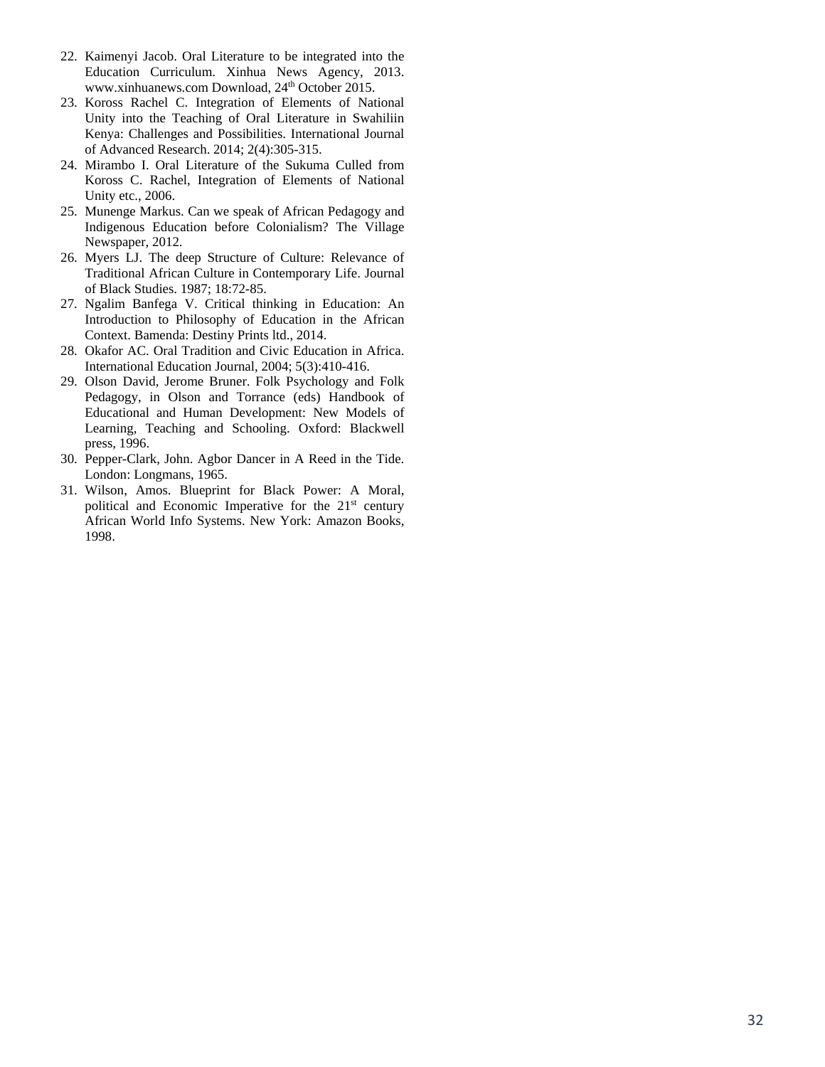22. Kaimenyi Jacob. Oral Literature to be integrated into the Education Curriculum. Xinhua News Agency, 2013. www.xinhuanews.com Download, 24th October 2015.
23. Koross Rachel C. Integration of Elements of National Unity into the Teaching of Oral Literature in Swahiliin Kenya: Challenges and Possibilities. International Journal of Advanced Research. 2014; 2(4):305-315.
24. Mirambo I. Oral Literature of the Sukuma Culled from Koross C. Rachel, Integration of Elements of National Unity etc., 2006.
25. Munenge Markus. Can we speak of African Pedagogy and Indigenous Education before Colonialism? The Village Newspaper, 2012.
26. Myers LJ. The deep Structure of Culture: Relevance of Traditional African Culture in Contemporary Life. Journal of Black Studies. 1987; 18:72-85.
27. Ngalim Banfega V. Critical thinking in Education: An Introduction to Philosophy of Education in the African Context. Bamenda: Destiny Prints ltd., 2014.
28. Okafor AC. Oral Tradition and Civic Education in Africa. International Education Journal, 2004; 5(3):410-416.
29. Olson David, Jerome Bruner. Folk Psychology and Folk Pedagogy, in Olson and Torrance (eds) Handbook of Educational and Human Development: New Models of Learning, Teaching and Schooling. Oxford: Blackwell press, 1996.
30. Pepper-Clark, John. Agbor Dancer in A Reed in the Tide. London: Longmans, 1965.
31. Wilson, Amos. Blueprint for Black Power: A Moral, political and Economic Imperative for the 21st century African World Info Systems. New York: Amazon Books, 1998.